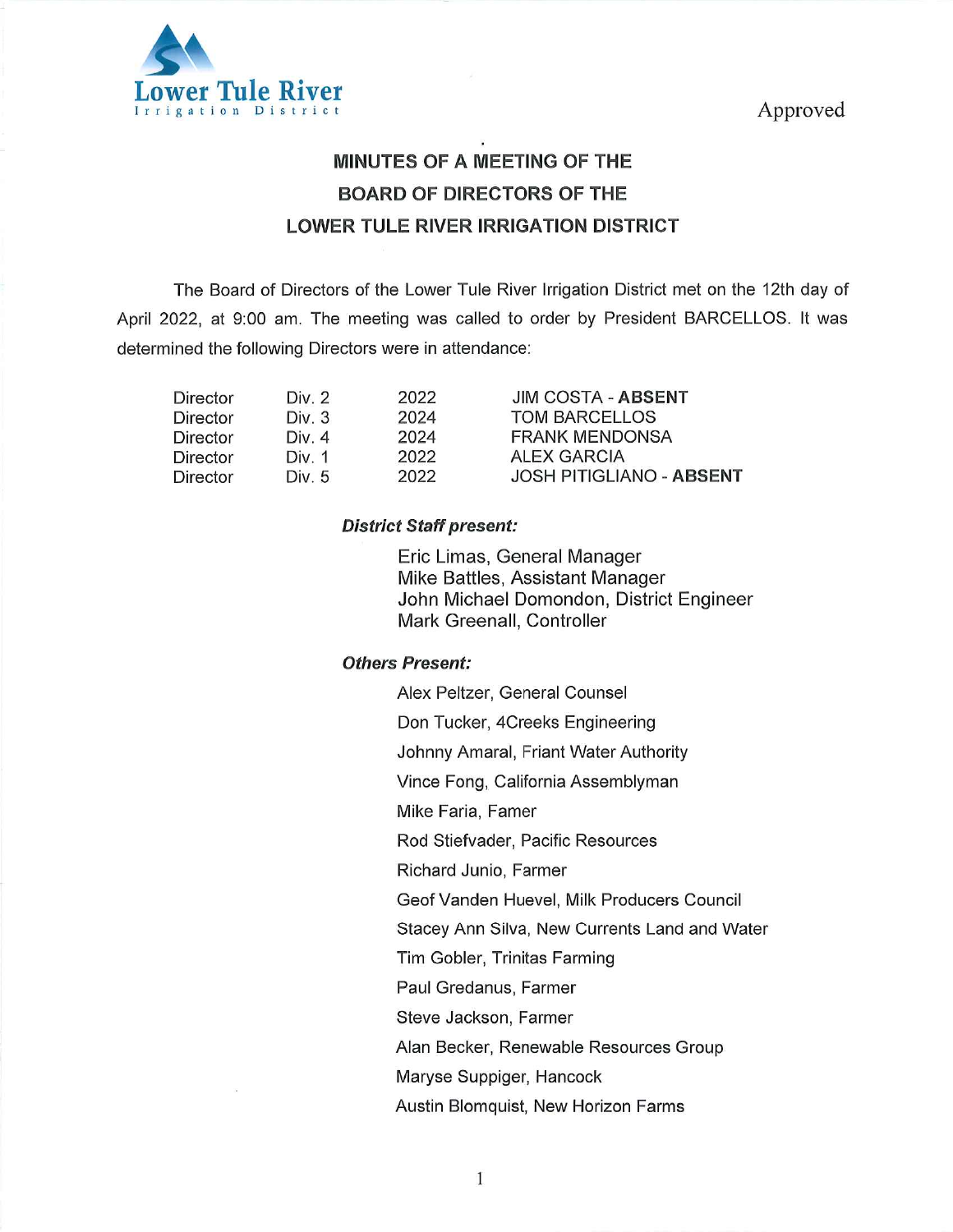Lower Tule River Irrigation District

Approved

# MINUTES OF A MEETING OF THE BOARD OF DIRECTORS OF THE LOWER TULE RIVER IRRIGATION DISTRICT

The Board of Directors of the Lower Tule River Irrigation District met on the 12th day of April 2022, at 9:00 am. The meeting was called to order by President BARCELLOS. It was determined the following Directors were in attendance:

| | | | |
|---|---|---|---|
| Director | Div. 2 | 2022 | JIM COSTA - **ABSENT** |
| Director | Div. 3 | 2024 | TOM BARCELLOS |
| Director | Div. 4 | 2024 | FRANK MENDONSA |
| Director | Div. 1 | 2022 | ALEX GARCIA |
| Director | Div. 5 | 2022 | JOSH PITIGLIANO - **ABSENT** |

***District Staff present:***

Eric Limas, General Manager
Mike Battles, Assistant Manager
John Michael Domondon, District Engineer
Mark Greenall, Controller

***Others Present:***

Alex Peltzer, General Counsel

Don Tucker, 4Creeks Engineering

Johnny Amaral, Friant Water Authority

Vince Fong, California Assemblyman

Mike Faria, Famer

Rod Stiefvader, Pacific Resources

Richard Junio, Farmer

Geof Vanden Huevel, Milk Producers Council

Stacey Ann Silva, New Currents Land and Water

Tim Gobler, Trinitas Farming

Paul Gredanus, Farmer

Steve Jackson, Farmer

Alan Becker, Renewable Resources Group

Maryse Suppiger, Hancock

Austin Blomquist, New Horizon Farms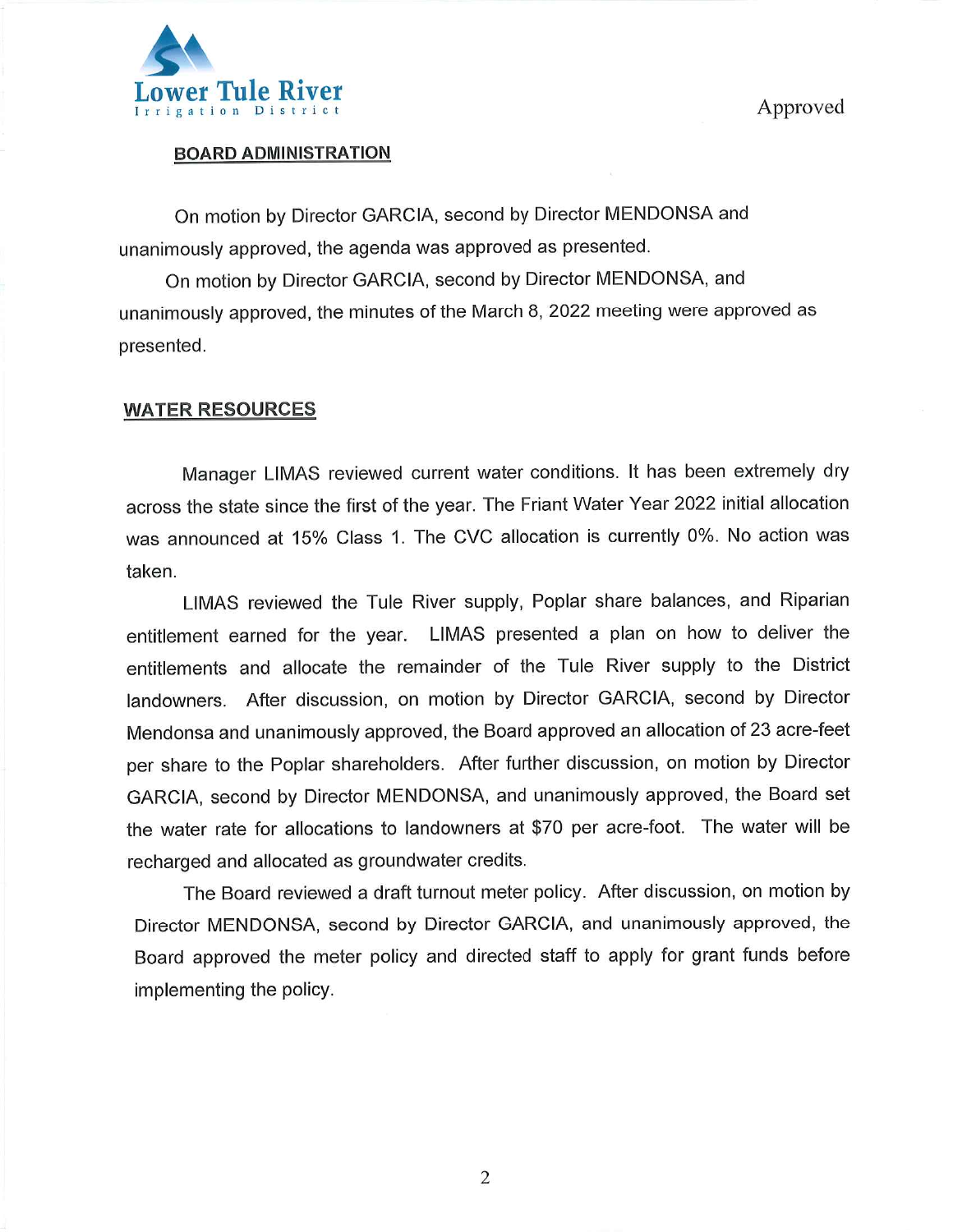Lower Tule River Irrigation District

Approved

## BOARD ADMINISTRATION

On motion by Director GARCIA, second by Director MENDONSA and unanimously approved, the agenda was approved as presented.

On motion by Director GARCIA, second by Director MENDONSA, and unanimously approved, the minutes of the March 8, 2022 meeting were approved as presented.

## WATER RESOURCES

Manager LIMAS reviewed current water conditions. It has been extremely dry across the state since the first of the year. The Friant Water Year 2022 initial allocation was announced at 15% Class 1. The CVC allocation is currently 0%. No action was taken.

LIMAS reviewed the Tule River supply, Poplar share balances, and Riparian entitlement earned for the year. LIMAS presented a plan on how to deliver the entitlements and allocate the remainder of the Tule River supply to the District landowners. After discussion, on motion by Director GARCIA, second by Director Mendonsa and unanimously approved, the Board approved an allocation of 23 acre-feet per share to the Poplar shareholders. After further discussion, on motion by Director GARCIA, second by Director MENDONSA, and unanimously approved, the Board set the water rate for allocations to landowners at $70 per acre-foot. The water will be recharged and allocated as groundwater credits.

The Board reviewed a draft turnout meter policy. After discussion, on motion by Director MENDONSA, second by Director GARCIA, and unanimously approved, the Board approved the meter policy and directed staff to apply for grant funds before implementing the policy.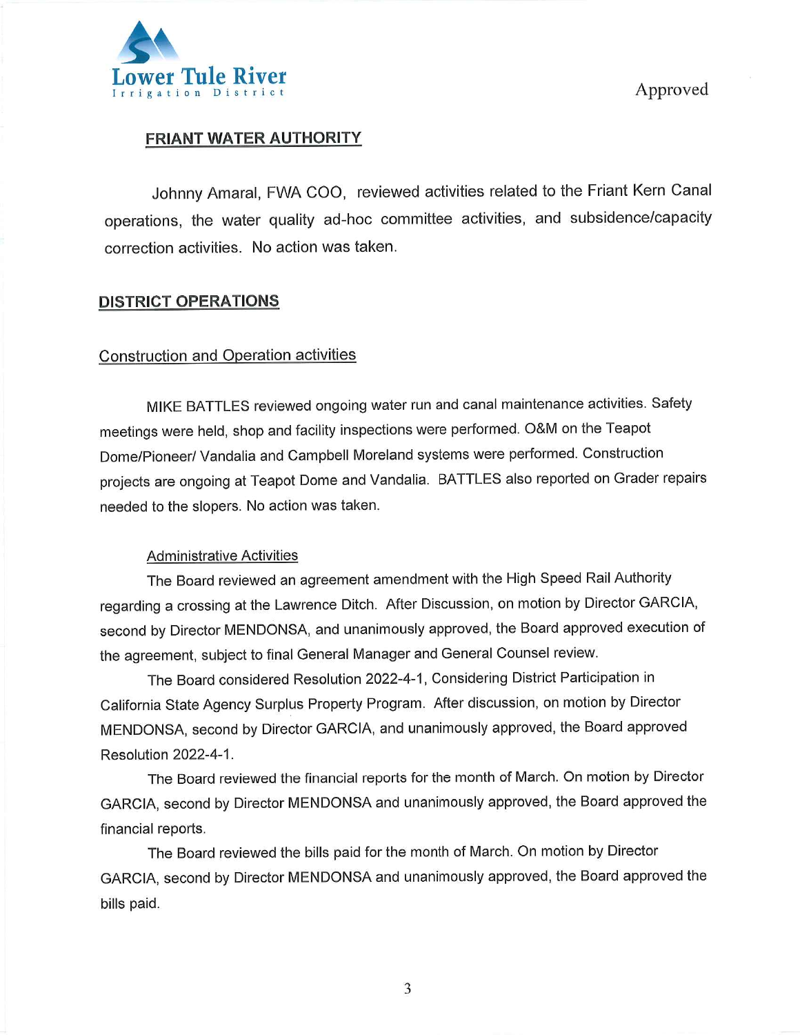Approved

## FRIANT WATER AUTHORITY

Johnny Amaral, FWA COO, reviewed activities related to the Friant Kern Canal operations, the water quality ad-hoc committee activities, and subsidence/capacity correction activities. No action was taken.

## DISTRICT OPERATIONS

### Construction and Operation activities

MIKE BATTLES reviewed ongoing water run and canal maintenance activities. Safety meetings were held, shop and facility inspections were performed. O&M on the Teapot Dome/Pioneer/ Vandalia and Campbell Moreland systems were performed. Construction projects are ongoing at Teapot Dome and Vandalia. BATTLES also reported on Grader repairs needed to the slopers. No action was taken.

#### Administrative Activities

The Board reviewed an agreement amendment with the High Speed Rail Authority regarding a crossing at the Lawrence Ditch. After Discussion, on motion by Director GARCIA, second by Director MENDONSA, and unanimously approved, the Board approved execution of the agreement, subject to final General Manager and General Counsel review.

The Board considered Resolution 2022-4-1, Considering District Participation in California State Agency Surplus Property Program. After discussion, on motion by Director MENDONSA, second by Director GARCIA, and unanimously approved, the Board approved Resolution 2022-4-1.

The Board reviewed the financial reports for the month of March. On motion by Director GARCIA, second by Director MENDONSA and unanimously approved, the Board approved the financial reports.

The Board reviewed the bills paid for the month of March. On motion by Director GARCIA, second by Director MENDONSA and unanimously approved, the Board approved the bills paid.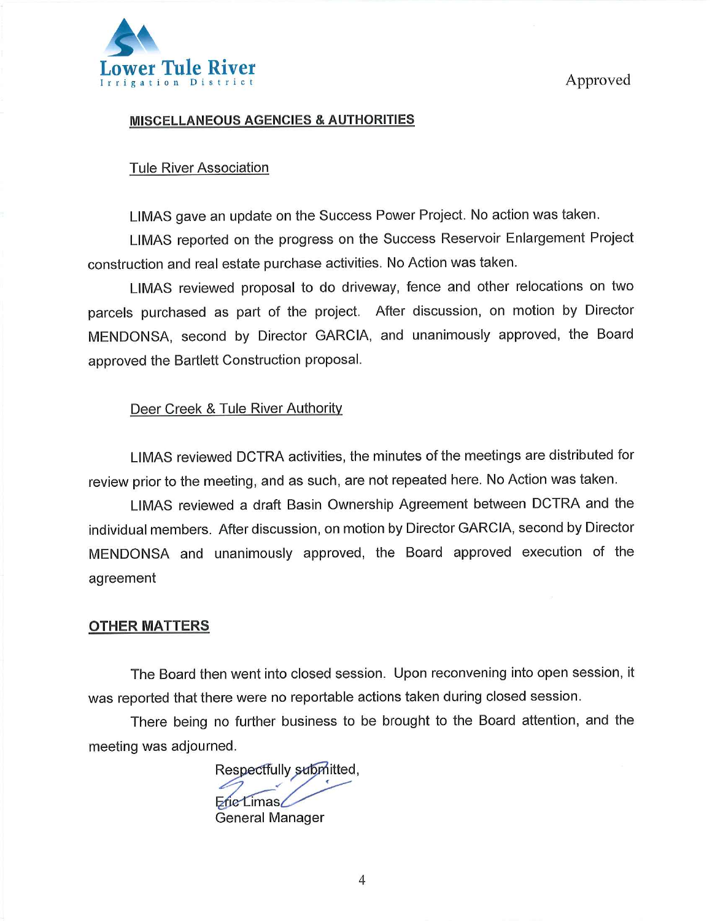Lower Tule River
Irrigation District

Approved

## MISCELLANEOUS AGENCIES & AUTHORITIES

### Tule River Association

LIMAS gave an update on the Success Power Project. No action was taken.

LIMAS reported on the progress on the Success Reservoir Enlargement Project construction and real estate purchase activities. No Action was taken.

LIMAS reviewed proposal to do driveway, fence and other relocations on two parcels purchased as part of the project. After discussion, on motion by Director MENDONSA, second by Director GARCIA, and unanimously approved, the Board approved the Bartlett Construction proposal.

### Deer Creek & Tule River Authority

LIMAS reviewed DCTRA activities, the minutes of the meetings are distributed for review prior to the meeting, and as such, are not repeated here. No Action was taken.

LIMAS reviewed a draft Basin Ownership Agreement between DCTRA and the individual members. After discussion, on motion by Director GARCIA, second by Director MENDONSA and unanimously approved, the Board approved execution of the agreement

## OTHER MATTERS

The Board then went into closed session. Upon reconvening into open session, it was reported that there were no reportable actions taken during closed session.

There being no further business to be brought to the Board attention, and the meeting was adjourned.

Respectfully submitted,

Eric Limas
General Manager